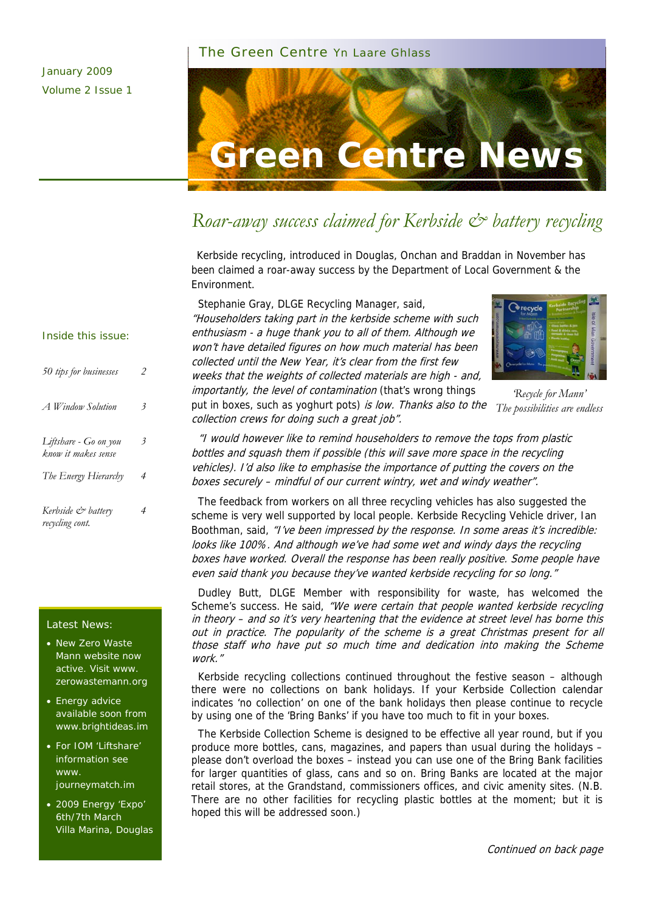January 2009
Volume 2 Issue 1

The Green Centre Yn Laare Ghlass

# Green Centre News

Inside this issue:

| | |
|---|---|
| *50 tips for businesses* | 2 |
| *A Window Solution* | 3 |
| *Liftshare - Go on you know it makes sense* | 3 |
| *The Energy Hierarchy* | 4 |
| *Kerbside & battery recycling cont.* | 4 |

Latest News:

- New Zero Waste Mann website now active. Visit www.zerowastemann.org
- Energy advice available soon from www.brightideas.im
- For IOM 'Liftshare' information see www.journeymatch.im
- 2009 Energy 'Expo' 6th/7th March Villa Marina, Douglas

## *Roar-away success claimed for Kerbside & battery recycling*

Kerbside recycling, introduced in Douglas, Onchan and Braddan in November has been claimed a roar-away success by the Department of Local Government & the Environment.

Stephanie Gray, DLGE Recycling Manager, said, *"Householders taking part in the kerbside scheme with such enthusiasm - a huge thank you to all of them. Although we won't have detailed figures on how much material has been collected until the New Year, it's clear from the first few weeks that the weights of collected materials are high - and, importantly, the level of contamination* (that's wrong things put in boxes, such as yoghurt pots) *is low. Thanks also to the collection crews for doing such a great job".*

*'Recycle for Mann' The possibilities are endless*

*"I would however like to remind householders to remove the tops from plastic bottles and squash them if possible (this will save more space in the recycling vehicles). I'd also like to emphasise the importance of putting the covers on the boxes securely – mindful of our current wintry, wet and windy weather".*

The feedback from workers on all three recycling vehicles has also suggested the scheme is very well supported by local people. Kerbside Recycling Vehicle driver, Ian Boothman, said, *"I've been impressed by the response. In some areas it's incredible: looks like 100%. And although we've had some wet and windy days the recycling boxes have worked. Overall the response has been really positive. Some people have even said thank you because they've wanted kerbside recycling for so long."*

Dudley Butt, DLGE Member with responsibility for waste, has welcomed the Scheme's success. He said, *"We were certain that people wanted kerbside recycling in theory – and so it's very heartening that the evidence at street level has borne this out in practice. The popularity of the scheme is a great Christmas present for all those staff who have put so much time and dedication into making the Scheme work."*

Kerbside recycling collections continued throughout the festive season – although there were no collections on bank holidays. If your Kerbside Collection calendar indicates 'no collection' on one of the bank holidays then please continue to recycle by using one of the 'Bring Banks' if you have too much to fit in your boxes.

The Kerbside Collection Scheme is designed to be effective all year round, but if you produce more bottles, cans, magazines, and papers than usual during the holidays – please don't overload the boxes – instead you can use one of the Bring Bank facilities for larger quantities of glass, cans and so on. Bring Banks are located at the major retail stores, at the Grandstand, commissioners offices, and civic amenity sites. (N.B. There are no other facilities for recycling plastic bottles at the moment; but it is hoped this will be addressed soon.)

*Continued on back page*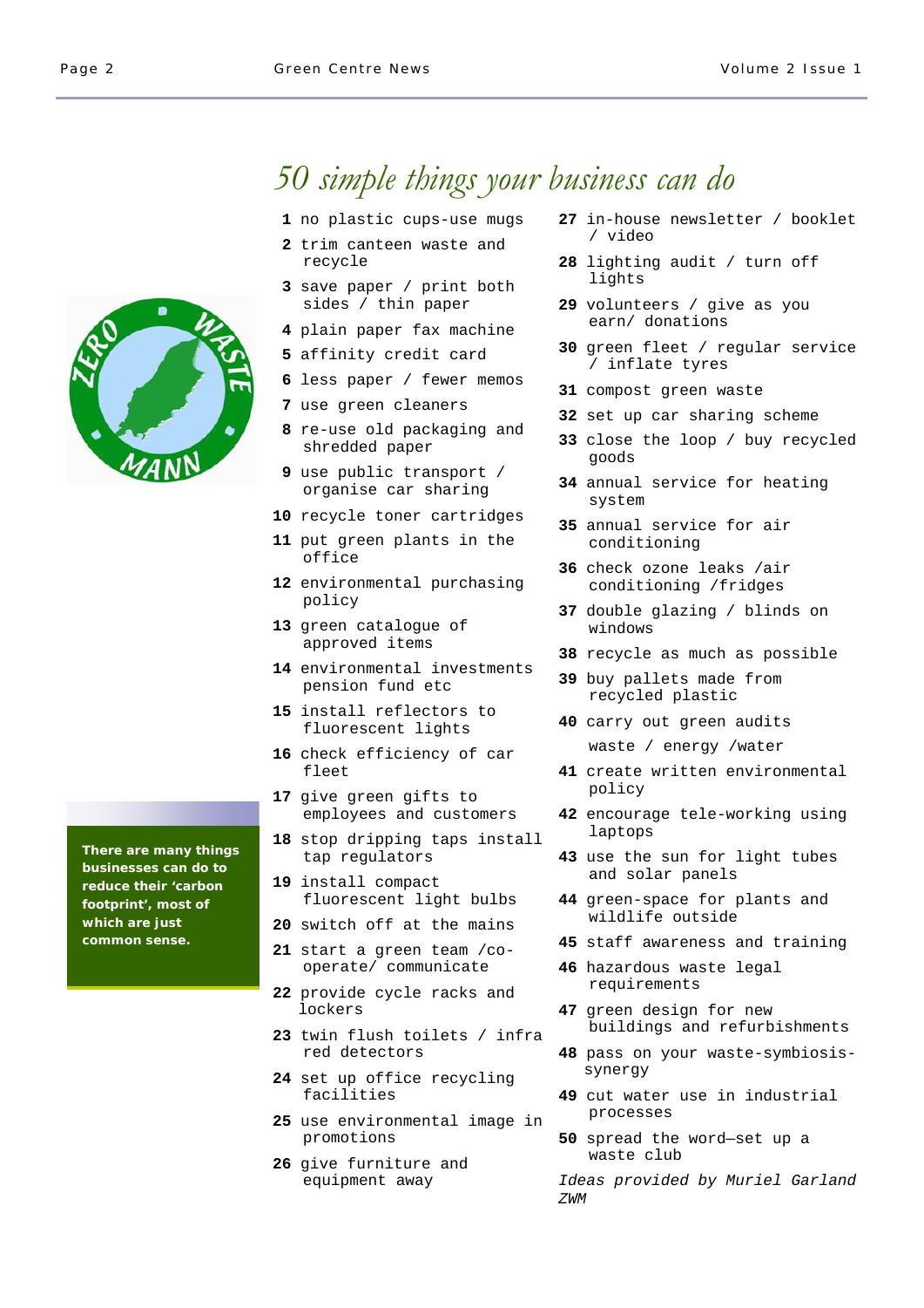# 50 simple things your business can do

1. no plastic cups-use mugs
2. trim canteen waste and recycle
3. save paper / print both sides / thin paper
4. plain paper fax machine
5. affinity credit card
6. less paper / fewer memos
7. use green cleaners
8. re-use old packaging and shredded paper
9. use public transport / organise car sharing
10. recycle toner cartridges
11. put green plants in the office
12. environmental purchasing policy
13. green catalogue of approved items
14. environmental investments pension fund etc
15. install reflectors to fluorescent lights
16. check efficiency of car fleet
17. give green gifts to employees and customers
18. stop dripping taps install tap regulators
19. install compact fluorescent light bulbs
20. switch off at the mains
21. start a green team /co-operate/ communicate
22. provide cycle racks and lockers
23. twin flush toilets / infra red detectors
24. set up office recycling facilities
25. use environmental image in promotions
26. give furniture and equipment away
27. in-house newsletter / booklet / video
28. lighting audit / turn off lights
29. volunteers / give as you earn/ donations
30. green fleet / regular service / inflate tyres
31. compost green waste
32. set up car sharing scheme
33. close the loop / buy recycled goods
34. annual service for heating system
35. annual service for air conditioning
36. check ozone leaks /air conditioning /fridges
37. double glazing / blinds on windows
38. recycle as much as possible
39. buy pallets made from recycled plastic
40. carry out green audits waste / energy /water
41. create written environmental policy
42. encourage tele-working using laptops
43. use the sun for light tubes and solar panels
44. green-space for plants and wildlife outside
45. staff awareness and training
46. hazardous waste legal requirements
47. green design for new buildings and refurbishments
48. pass on your waste-symbiosis-synergy
49. cut water use in industrial processes
50. spread the word—set up a waste club

*Ideas provided by Muriel Garland ZWM*

ZERO WASTE MANN

**There are many things businesses can do to reduce their 'carbon footprint', most of which are just common sense.**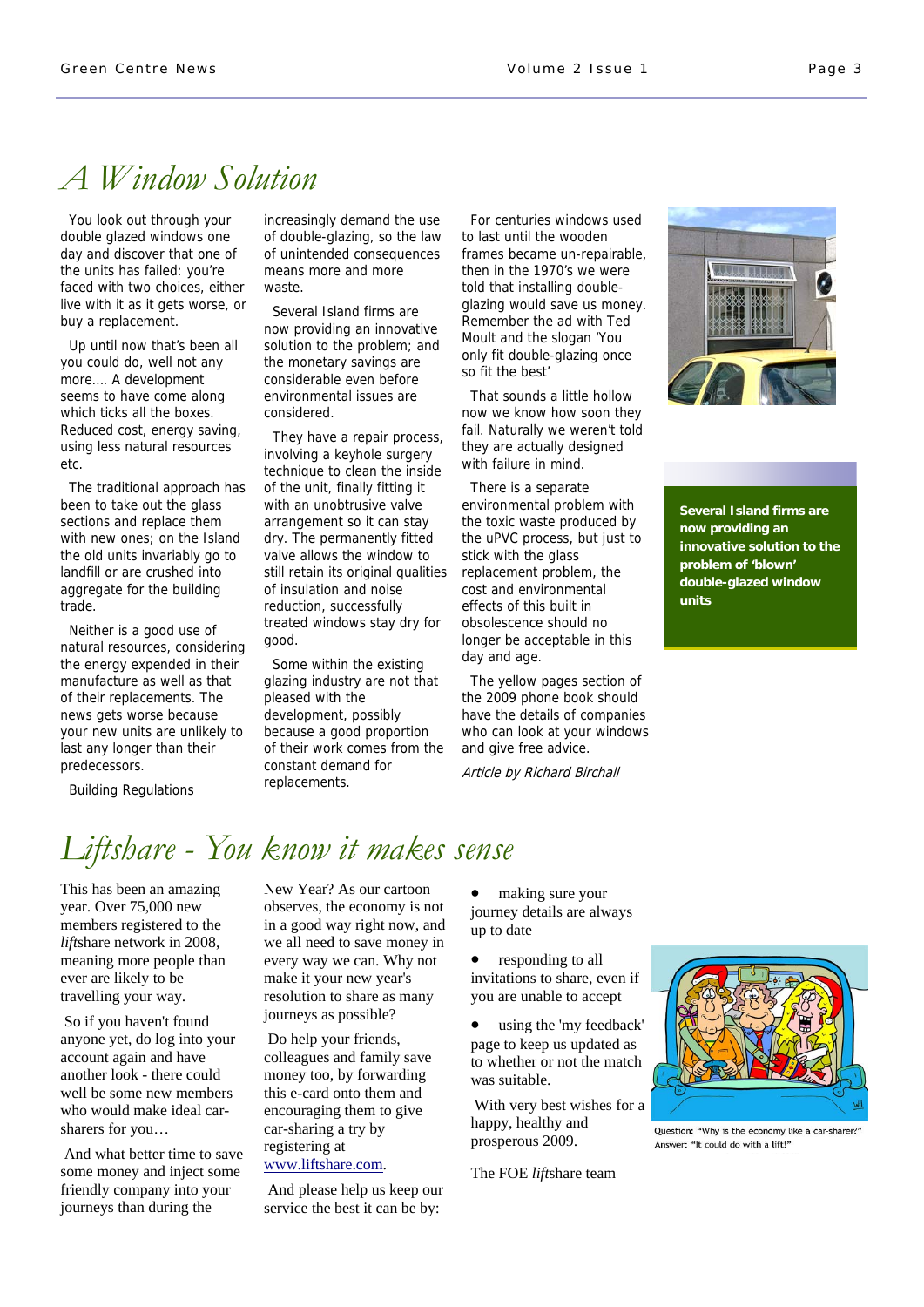# A Window Solution

You look out through your double glazed windows one day and discover that one of the units has failed: you're faced with two choices, either live with it as it gets worse, or buy a replacement.

Up until now that's been all you could do, well not any more.... A development seems to have come along which ticks all the boxes. Reduced cost, energy saving, using less natural resources etc.

The traditional approach has been to take out the glass sections and replace them with new ones; on the Island the old units invariably go to landfill or are crushed into aggregate for the building trade.

Neither is a good use of natural resources, considering the energy expended in their manufacture as well as that of their replacements. The news gets worse because your new units are unlikely to last any longer than their predecessors.

Building Regulations increasingly demand the use of double-glazing, so the law of unintended consequences means more and more waste.

Several Island firms are now providing an innovative solution to the problem; and the monetary savings are considerable even before environmental issues are considered.

They have a repair process, involving a keyhole surgery technique to clean the inside of the unit, finally fitting it with an unobtrusive valve arrangement so it can stay dry. The permanently fitted valve allows the window to still retain its original qualities of insulation and noise reduction, successfully treated windows stay dry for good.

Some within the existing glazing industry are not that pleased with the development, possibly because a good proportion of their work comes from the constant demand for replacements.

For centuries windows used to last until the wooden frames became un-repairable, then in the 1970's we were told that installing double-glazing would save us money. Remember the ad with Ted Moult and the slogan 'You only fit double-glazing once so fit the best'

That sounds a little hollow now we know how soon they fail. Naturally we weren't told they are actually designed with failure in mind.

There is a separate environmental problem with the toxic waste produced by the uPVC process, but just to stick with the glass replacement problem, the cost and environmental effects of this built in obsolescence should no longer be acceptable in this day and age.

The yellow pages section of the 2009 phone book should have the details of companies who can look at your windows and give free advice.

*Article by Richard Birchall*

**Several Island firms are now providing an innovative solution to the problem of 'blown' double-glazed window units**

# *Liftshare - You know it makes sense*

This has been an amazing year. Over 75,000 new members registered to the *lift*share network in 2008, meaning more people than ever are likely to be travelling your way.

So if you haven't found anyone yet, do log into your account again and have another look - there could well be some new members who would make ideal car-sharers for you…

And what better time to save some money and inject some friendly company into your journeys than during the New Year? As our cartoon observes, the economy is not in a good way right now, and we all need to save money in every way we can. Why not make it your new year's resolution to share as many journeys as possible?

Do help your friends, colleagues and family save money too, by forwarding this e-card onto them and encouraging them to give car-sharing a try by registering at www.liftshare.com.

And please help us keep our service the best it can be by:

- making sure your journey details are always up to date
- responding to all invitations to share, even if you are unable to accept
- using the 'my feedback' page to keep us updated as to whether or not the match was suitable.

With very best wishes for a happy, healthy and prosperous 2009.

The FOE *lift*share team

Question: "Why is the economy like a car-sharer?" Answer: "It could do with a lift!"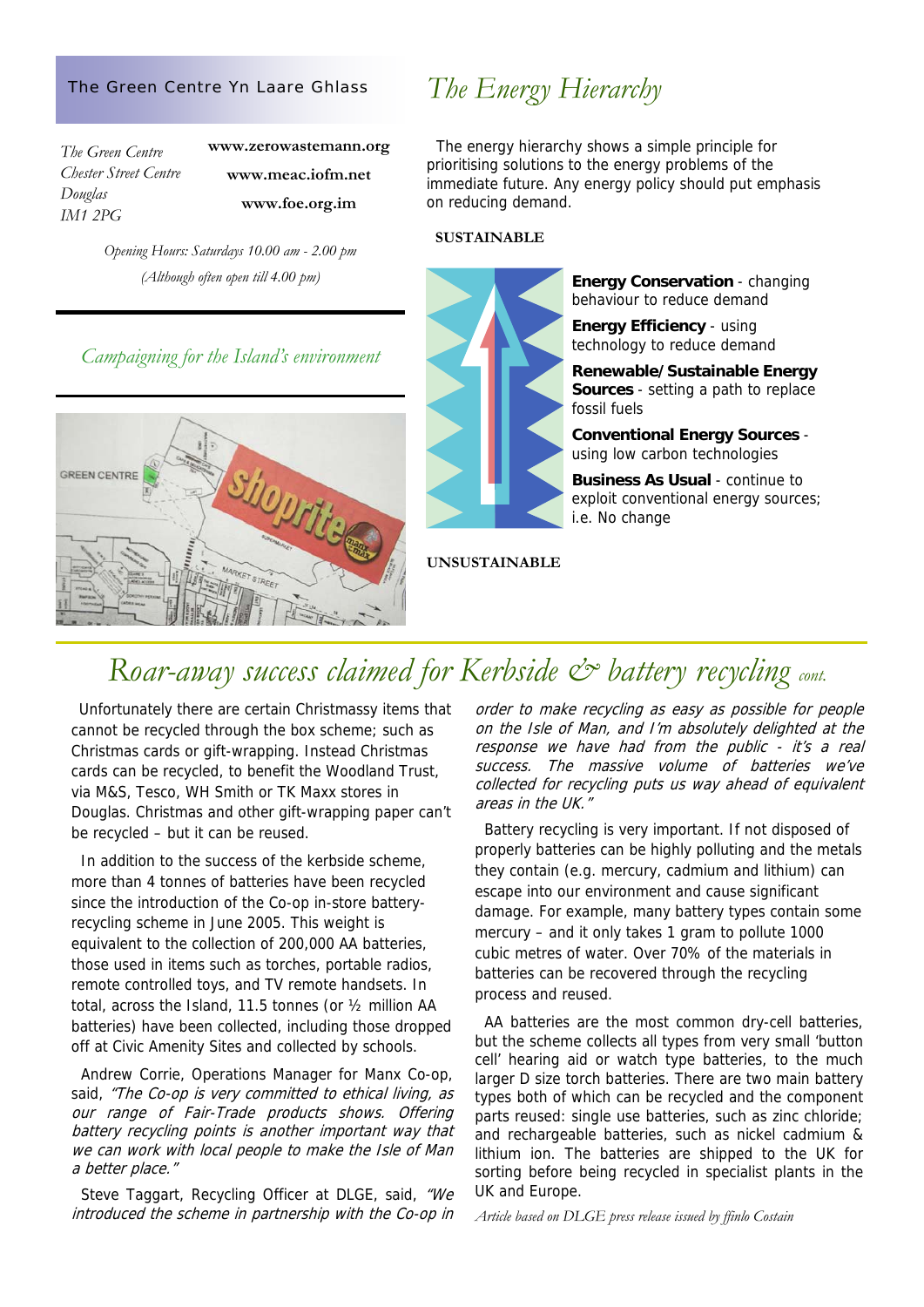The Green Centre Yn Laare Ghlass

*The Green Centre*
*Chester Street Centre*
*Douglas*
*IM1 2PG*

**www.zerowastemann.org**
**www.meac.iofm.net**
**www.foe.org.im**

*Opening Hours: Saturdays 10.00 am - 2.00 pm*
*(Although often open till 4.00 pm)*

*Campaigning for the Island's environment*

GREEN CENTRE

Shoprite

MARKET STREET

# *The Energy Hierarchy*

The energy hierarchy shows a simple principle for prioritising solutions to the energy problems of the immediate future. Any energy policy should put emphasis on reducing demand.

**SUSTAINABLE**

**Energy Conservation** - changing behaviour to reduce demand

**Energy Efficiency** - using technology to reduce demand

**Renewable/Sustainable Energy Sources** - setting a path to replace fossil fuels

**Conventional Energy Sources** - using low carbon technologies

**Business As Usual** - continue to exploit conventional energy sources; i.e. No change

**UNSUSTAINABLE**

# *Roar-away success claimed for Kerbside & battery recycling cont.*

Unfortunately there are certain Christmassy items that cannot be recycled through the box scheme; such as Christmas cards or gift-wrapping. Instead Christmas cards can be recycled, to benefit the Woodland Trust, via M&S, Tesco, WH Smith or TK Maxx stores in Douglas. Christmas and other gift-wrapping paper can't be recycled – but it can be reused.

In addition to the success of the kerbside scheme, more than 4 tonnes of batteries have been recycled since the introduction of the Co-op in-store battery-recycling scheme in June 2005. This weight is equivalent to the collection of 200,000 AA batteries, those used in items such as torches, portable radios, remote controlled toys, and TV remote handsets. In total, across the Island, 11.5 tonnes (or ½ million AA batteries) have been collected, including those dropped off at Civic Amenity Sites and collected by schools.

Andrew Corrie, Operations Manager for Manx Co-op, said, *"The Co-op is very committed to ethical living, as our range of Fair-Trade products shows. Offering battery recycling points is another important way that we can work with local people to make the Isle of Man a better place."*

Steve Taggart, Recycling Officer at DLGE, said, *"We introduced the scheme in partnership with the Co-op in order to make recycling as easy as possible for people on the Isle of Man, and I'm absolutely delighted at the response we have had from the public - it's a real success. The massive volume of batteries we've collected for recycling puts us way ahead of equivalent areas in the UK."*

Battery recycling is very important. If not disposed of properly batteries can be highly polluting and the metals they contain (e.g. mercury, cadmium and lithium) can escape into our environment and cause significant damage. For example, many battery types contain some mercury – and it only takes 1 gram to pollute 1000 cubic metres of water. Over 70% of the materials in batteries can be recovered through the recycling process and reused.

AA batteries are the most common dry-cell batteries, but the scheme collects all types from very small 'button cell' hearing aid or watch type batteries, to the much larger D size torch batteries. There are two main battery types both of which can be recycled and the component parts reused: single use batteries, such as zinc chloride; and rechargeable batteries, such as nickel cadmium & lithium ion. The batteries are shipped to the UK for sorting before being recycled in specialist plants in the UK and Europe.

*Article based on DLGE press release issued by ffinlo Costain*